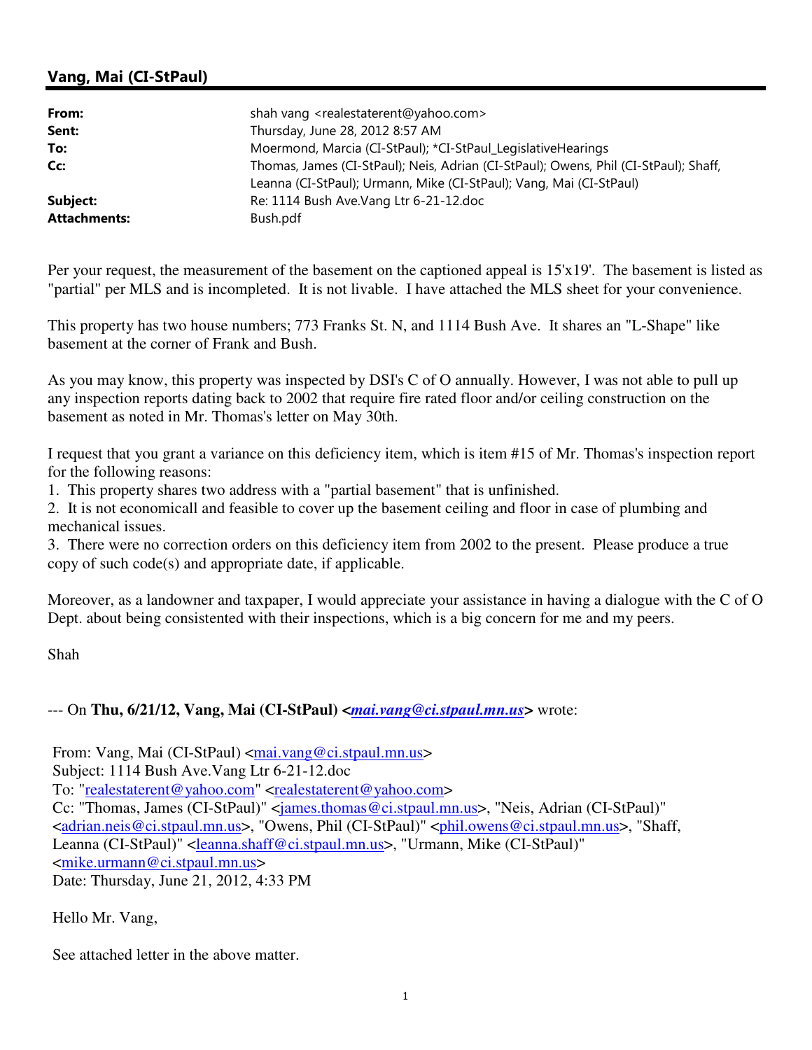## Vang, Mai (CI-StPaul)

| | |
|---|---|
| **From:** | shah vang <realestaterent@yahoo.com> |
| **Sent:** | Thursday, June 28, 2012 8:57 AM |
| **To:** | Moermond, Marcia (CI-StPaul); *CI-StPaul_LegislativeHearings |
| **Cc:** | Thomas, James (CI-StPaul); Neis, Adrian (CI-StPaul); Owens, Phil (CI-StPaul); Shaff, Leanna (CI-StPaul); Urmann, Mike (CI-StPaul); Vang, Mai (CI-StPaul) |
| **Subject:** | Re: 1114 Bush Ave.Vang Ltr 6-21-12.doc |
| **Attachments:** | Bush.pdf |

Per your request, the measurement of the basement on the captioned appeal is 15'x19'. The basement is listed as "partial" per MLS and is incompleted. It is not livable. I have attached the MLS sheet for your convenience.

This property has two house numbers; 773 Franks St. N, and 1114 Bush Ave. It shares an "L-Shape" like basement at the corner of Frank and Bush.

As you may know, this property was inspected by DSI's C of O annually. However, I was not able to pull up any inspection reports dating back to 2002 that require fire rated floor and/or ceiling construction on the basement as noted in Mr. Thomas's letter on May 30th.

I request that you grant a variance on this deficiency item, which is item #15 of Mr. Thomas's inspection report for the following reasons:

1. This property shares two address with a "partial basement" that is unfinished.
2. It is not economicall and feasible to cover up the basement ceiling and floor in case of plumbing and mechanical issues.
3. There were no correction orders on this deficiency item from 2002 to the present. Please produce a true copy of such code(s) and appropriate date, if applicable.

Moreover, as a landowner and taxpaper, I would appreciate your assistance in having a dialogue with the C of O Dept. about being consistented with their inspections, which is a big concern for me and my peers.

Shah

--- On **Thu, 6/21/12, Vang, Mai (CI-StPaul) <*mai.vang@ci.stpaul.mn.us*>** wrote:

From: Vang, Mai (CI-StPaul) <mai.vang@ci.stpaul.mn.us>
Subject: 1114 Bush Ave.Vang Ltr 6-21-12.doc
To: "realestaterent@yahoo.com" <realestaterent@yahoo.com>
Cc: "Thomas, James (CI-StPaul)" <james.thomas@ci.stpaul.mn.us>, "Neis, Adrian (CI-StPaul)" <adrian.neis@ci.stpaul.mn.us>, "Owens, Phil (CI-StPaul)" <phil.owens@ci.stpaul.mn.us>, "Shaff, Leanna (CI-StPaul)" <leanna.shaff@ci.stpaul.mn.us>, "Urmann, Mike (CI-StPaul)" <mike.urmann@ci.stpaul.mn.us>
Date: Thursday, June 21, 2012, 4:33 PM

Hello Mr. Vang,

See attached letter in the above matter.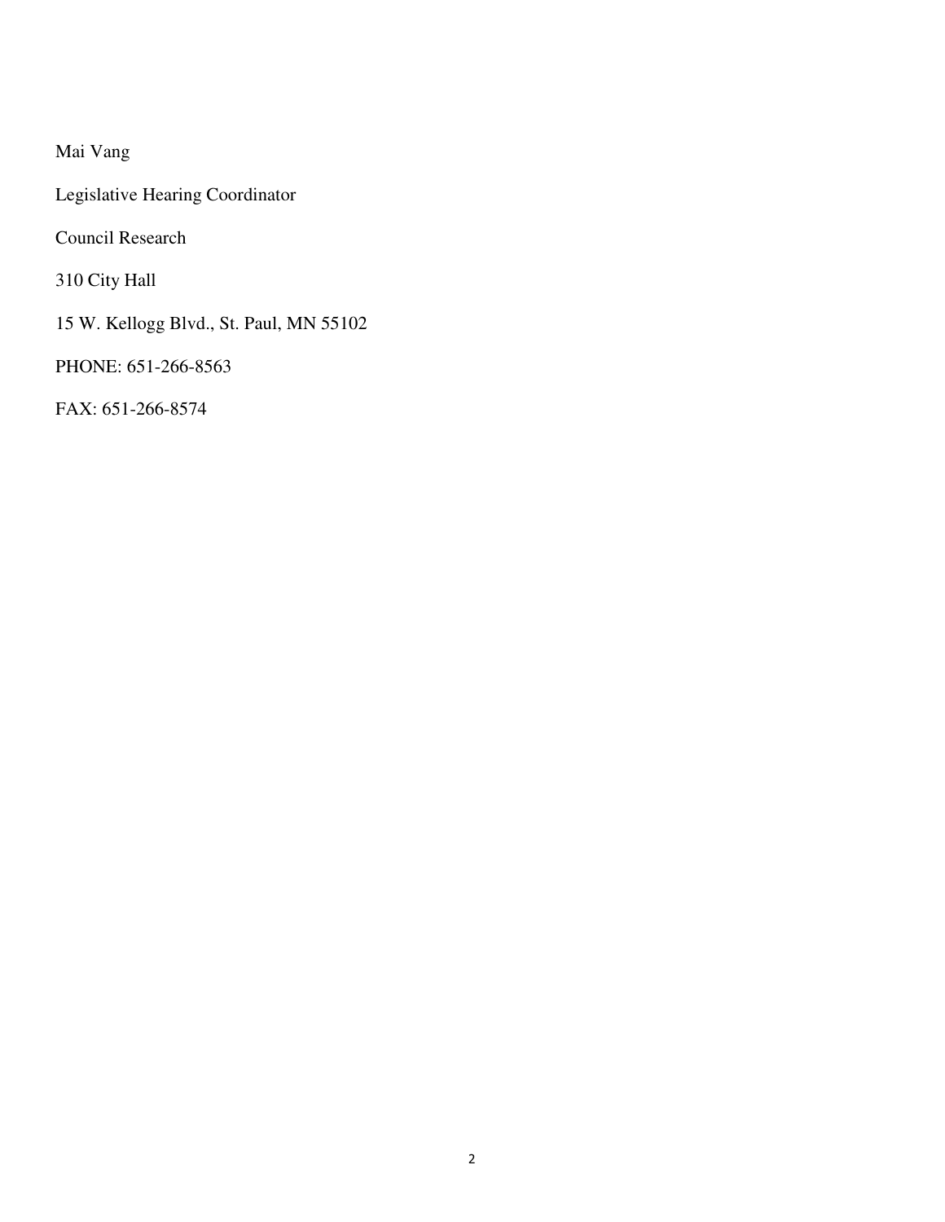Mai Vang

Legislative Hearing Coordinator

Council Research

310 City Hall

15 W. Kellogg Blvd., St. Paul, MN 55102

PHONE: 651-266-8563

FAX: 651-266-8574